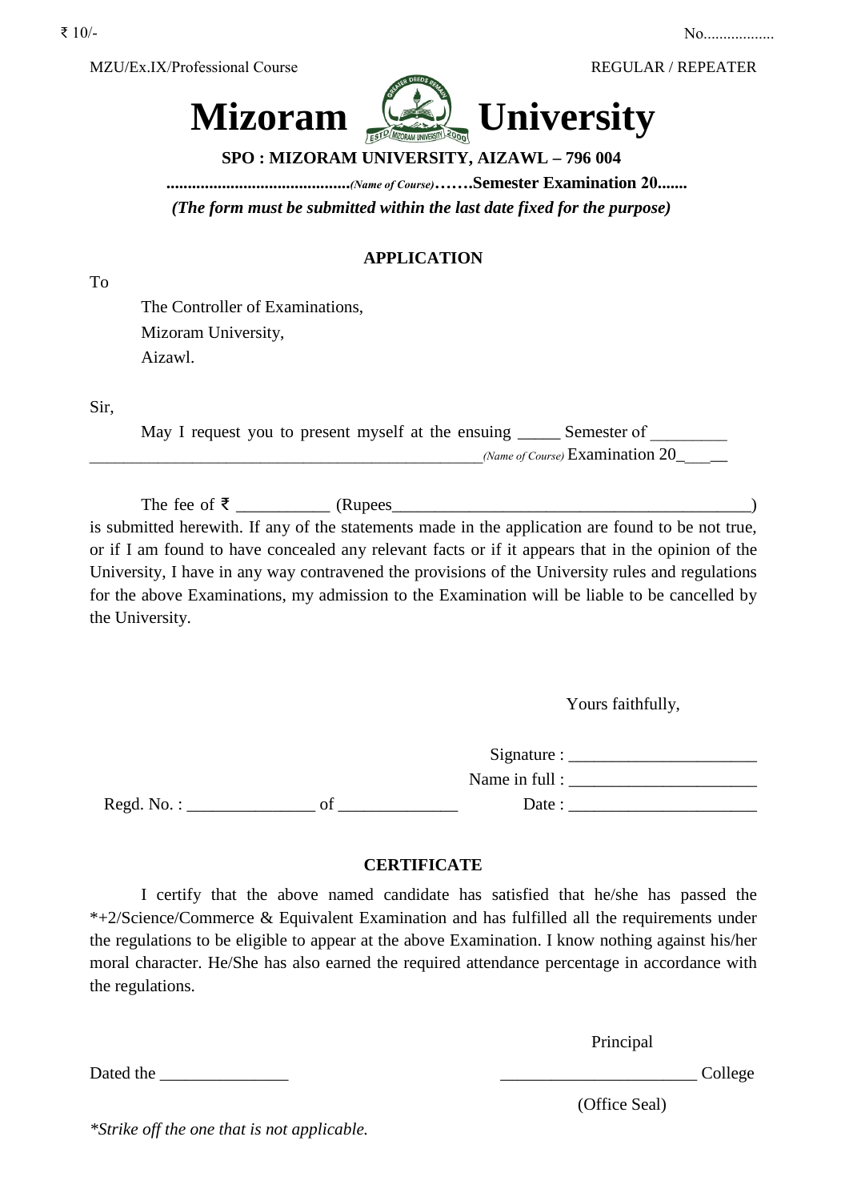₹ 10/- No..................

MZU/Ex.IX/Professional Course REGULAR / REPEATER

# Mizoram University

**SPO : MIZORAM UNIVERSITY, AIZAWL – 796 004**

**...........................................*(Name of Course)*…….Semester Examination 20.......**

***(The form must be submitted within the last date fixed for the purpose)***

## APPLICATION

To

The Controller of Examinations,
Mizoram University,
Aizawl.

Sir,

May I request you to present myself at the ensuing _____ Semester of _________ ________________________________________________*(Name of Course)* Examination 20_____

The fee of ₹ ___________ (Rupees__________________________________________) is submitted herewith. If any of the statements made in the application are found to be not true, or if I am found to have concealed any relevant facts or if it appears that in the opinion of the University, I have in any way contravened the provisions of the University rules and regulations for the above Examinations, my admission to the Examination will be liable to be cancelled by the University.

Yours faithfully,

Signature : ______________________

Name in full : ______________________

Regd. No. : _______________ of ______________ Date : ______________________

## CERTIFICATE

I certify that the above named candidate has satisfied that he/she has passed the *+2/Science/Commerce & Equivalent Examination and has fulfilled all the requirements under the regulations to be eligible to appear at the above Examination. I know nothing against his/her moral character. He/She has also earned the required attendance percentage in accordance with the regulations.

Principal

Dated the _______________ _______________________ College

(Office Seal)

*\*Strike off the one that is not applicable.*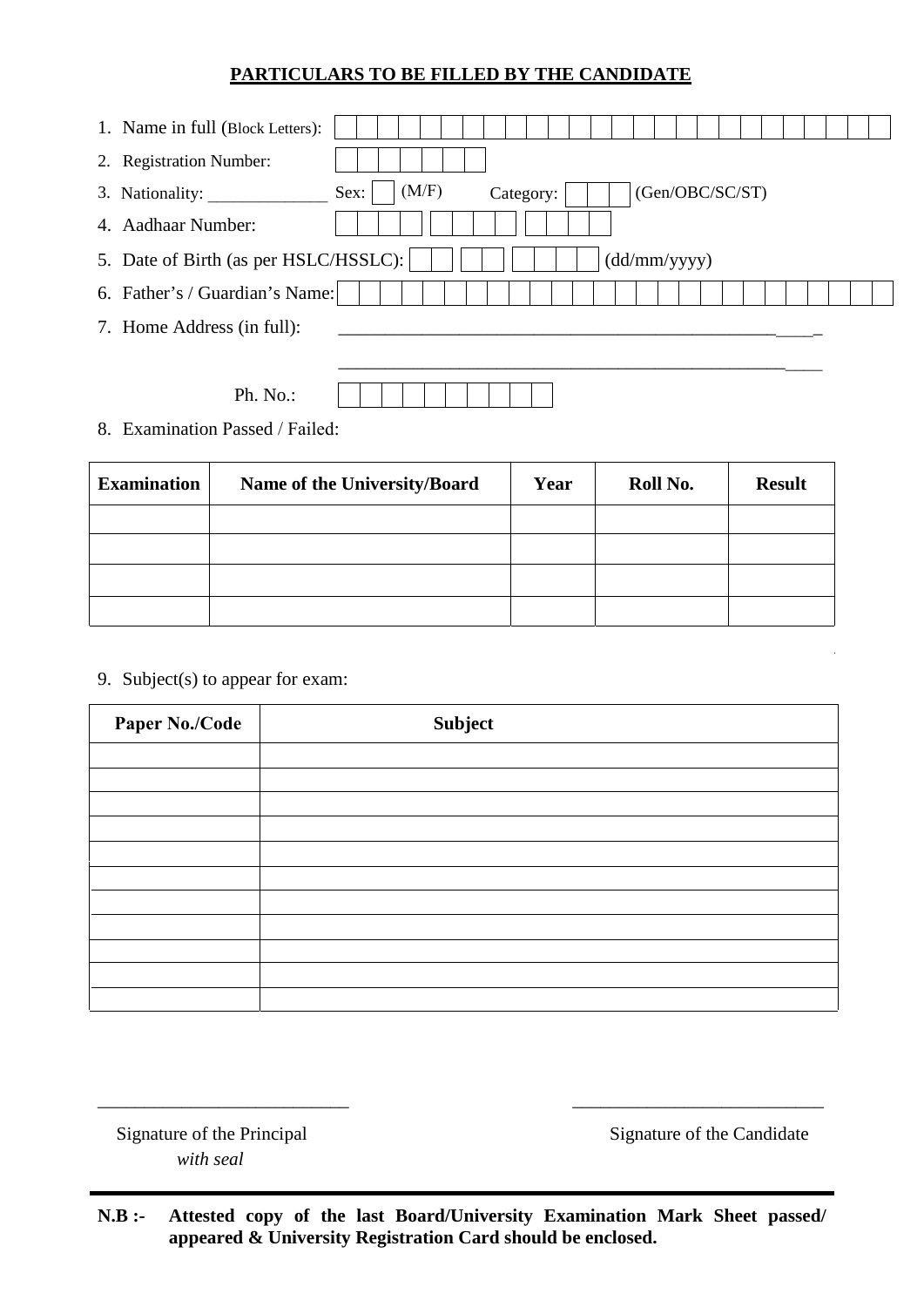**PARTICULARS TO BE FILLED BY THE CANDIDATE**

1. Name in full (Block Letters):
2. Registration Number:
3. Nationality: ______________ Sex: (M/F) Category: (Gen/OBC/SC/ST)
4. Aadhaar Number:
5. Date of Birth (as per HSLC/HSSLC): (dd/mm/yyyy)
6. Father's / Guardian's Name:
7. Home Address (in full): ______________________________________________________

   ______________________________________________________

   Ph. No.:
8. Examination Passed / Failed:

| Examination | Name of the University/Board | Year | Roll No. | Result |
|---|---|---|---|---|
| | | | | |
| | | | | |
| | | | | |
| | | | | |

9. Subject(s) to appear for exam:

| Paper No./Code | Subject |
|---|---|
| | |
| | |
| | |
| | |
| | |
| | |
| | |
| | |
| | |
| | |
| | |

___________________________ ___________________________

Signature of the Principal
*with seal*

Signature of the Candidate

---

**N.B :- Attested copy of the last Board/University Examination Mark Sheet passed/ appeared & University Registration Card should be enclosed.**